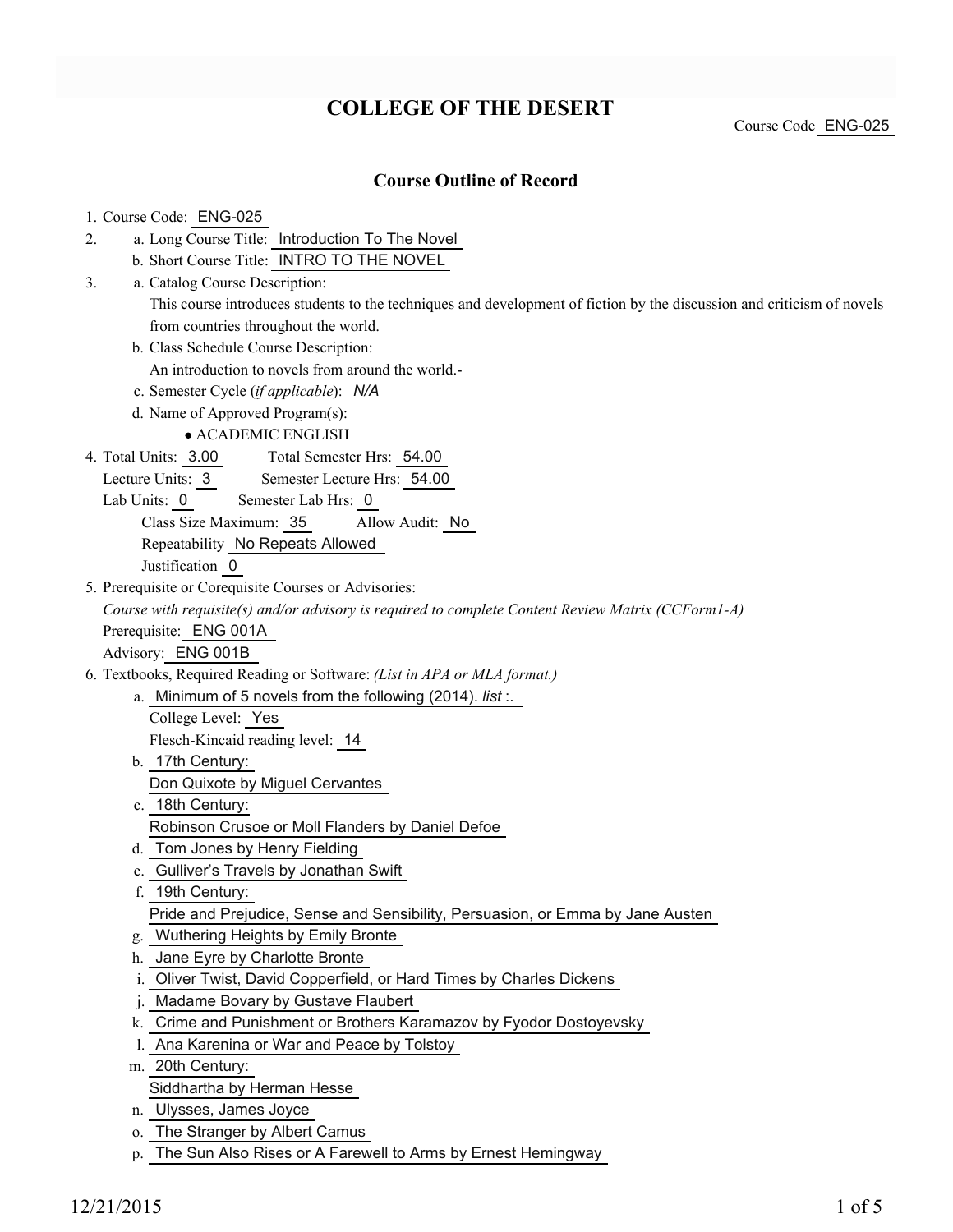# COLLEGE OF THE DESERT

Course Code ENG-025

## Course Outline of Record

1. Course Code: ENG-025
2. a. Long Course Title: Introduction To The Novel
   b. Short Course Title: INTRO TO THE NOVEL
3. a. Catalog Course Description:
   This course introduces students to the techniques and development of fiction by the discussion and criticism of novels from countries throughout the world.
   b. Class Schedule Course Description:
   An introduction to novels from around the world.-
   c. Semester Cycle (*if applicable*): *N/A*
   d. Name of Approved Program(s):
   - ACADEMIC ENGLISH
4. Total Units: 3.00 Total Semester Hrs: 54.00
   Lecture Units: 3 Semester Lecture Hrs: 54.00
   Lab Units: 0 Semester Lab Hrs: 0
   Class Size Maximum: 35 Allow Audit: No
   Repeatability No Repeats Allowed
   Justification 0
5. Prerequisite or Corequisite Courses or Advisories:
   *Course with requisite(s) and/or advisory is required to complete Content Review Matrix (CCForm1-A)*
   Prerequisite: ENG 001A
   Advisory: ENG 001B
6. Textbooks, Required Reading or Software: *(List in APA or MLA format.)*
   a. Minimum of 5 novels from the following (2014). *list* :.
      College Level: Yes
      Flesch-Kincaid reading level: 14
   b. 17th Century:
      Don Quixote by Miguel Cervantes
   c. 18th Century:
      Robinson Crusoe or Moll Flanders by Daniel Defoe
   d. Tom Jones by Henry Fielding
   e. Gulliver's Travels by Jonathan Swift
   f. 19th Century:
      Pride and Prejudice, Sense and Sensibility, Persuasion, or Emma by Jane Austen
   g. Wuthering Heights by Emily Bronte
   h. Jane Eyre by Charlotte Bronte
   i. Oliver Twist, David Copperfield, or Hard Times by Charles Dickens
   j. Madame Bovary by Gustave Flaubert
   k. Crime and Punishment or Brothers Karamazov by Fyodor Dostoyevsky
   l. Ana Karenina or War and Peace by Tolstoy
   m. 20th Century:
      Siddhartha by Herman Hesse
   n. Ulysses, James Joyce
   o. The Stranger by Albert Camus
   p. The Sun Also Rises or A Farewell to Arms by Ernest Hemingway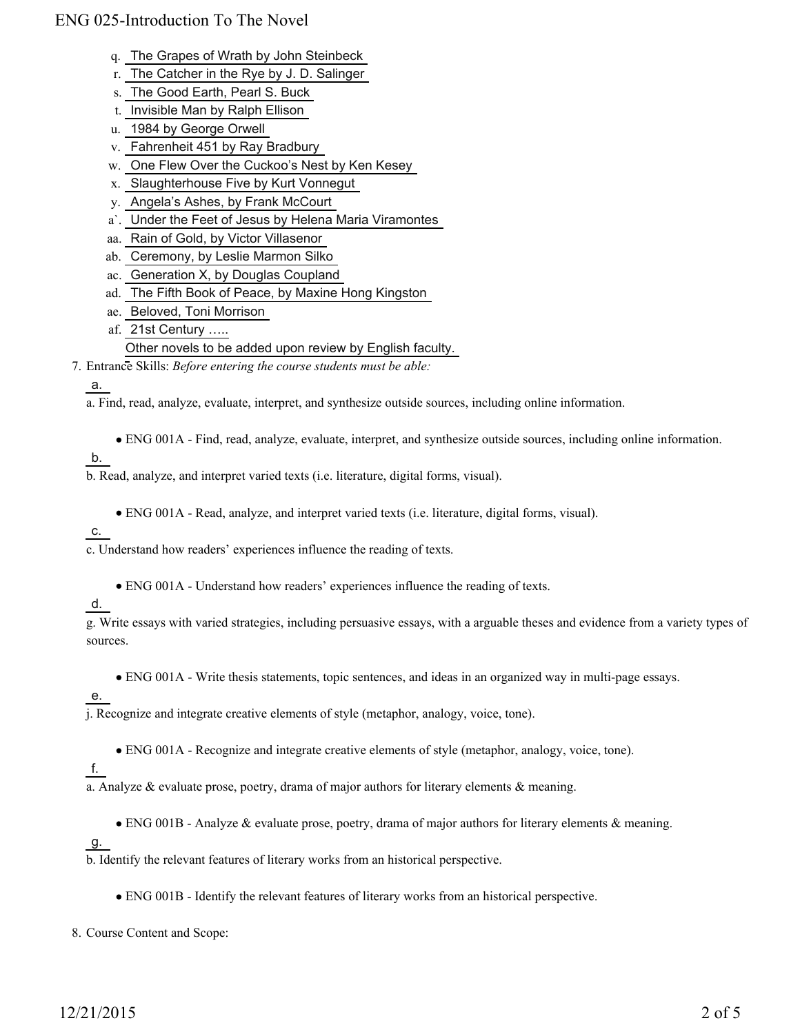q. The Grapes of Wrath by John Steinbeck
r. The Catcher in the Rye by J. D. Salinger
s. The Good Earth, Pearl S. Buck
t. Invisible Man by Ralph Ellison
u. 1984 by George Orwell
v. Fahrenheit 451 by Ray Bradbury
w. One Flew Over the Cuckoo's Nest by Ken Kesey
x. Slaughterhouse Five by Kurt Vonnegut
y. Angela's Ashes, by Frank McCourt
a`. Under the Feet of Jesus by Helena Maria Viramontes
aa. Rain of Gold, by Victor Villasenor
ab. Ceremony, by Leslie Marmon Silko
ac. Generation X, by Douglas Coupland
ad. The Fifth Book of Peace, by Maxine Hong Kingston
ae. Beloved, Toni Morrison
af. 21st Century …..
Other novels to be added upon review by English faculty.

7. Entrance Skills: *Before entering the course students must be able:*

a.
a. Find, read, analyze, evaluate, interpret, and synthesize outside sources, including online information.

- ENG 001A - Find, read, analyze, evaluate, interpret, and synthesize outside sources, including online information.

b.
b. Read, analyze, and interpret varied texts (i.e. literature, digital forms, visual).

- ENG 001A - Read, analyze, and interpret varied texts (i.e. literature, digital forms, visual).

c.
c. Understand how readers' experiences influence the reading of texts.

- ENG 001A - Understand how readers' experiences influence the reading of texts.

d.
g. Write essays with varied strategies, including persuasive essays, with a arguable theses and evidence from a variety types of sources.

- ENG 001A - Write thesis statements, topic sentences, and ideas in an organized way in multi-page essays.

e.
j. Recognize and integrate creative elements of style (metaphor, analogy, voice, tone).

- ENG 001A - Recognize and integrate creative elements of style (metaphor, analogy, voice, tone).

f.
a. Analyze & evaluate prose, poetry, drama of major authors for literary elements & meaning.

- ENG 001B - Analyze & evaluate prose, poetry, drama of major authors for literary elements & meaning.

g.
b. Identify the relevant features of literary works from an historical perspective.

- ENG 001B - Identify the relevant features of literary works from an historical perspective.

8. Course Content and Scope: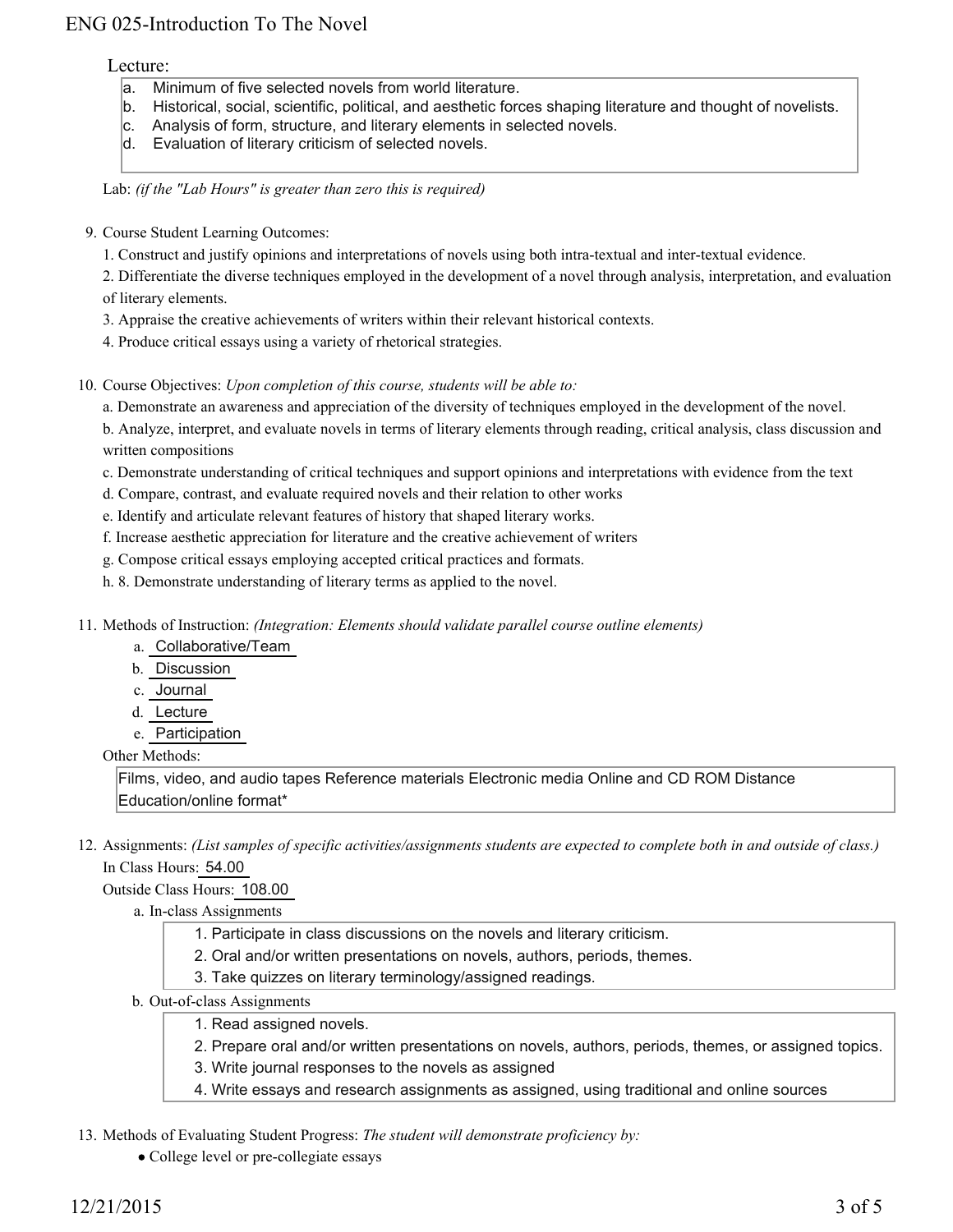Lecture:

a. Minimum of five selected novels from world literature.
b. Historical, social, scientific, political, and aesthetic forces shaping literature and thought of novelists.
c. Analysis of form, structure, and literary elements in selected novels.
d. Evaluation of literary criticism of selected novels.

Lab: *(if the "Lab Hours" is greater than zero this is required)*

9. Course Student Learning Outcomes:
   1. Construct and justify opinions and interpretations of novels using both intra-textual and inter-textual evidence.
   2. Differentiate the diverse techniques employed in the development of a novel through analysis, interpretation, and evaluation of literary elements.
   3. Appraise the creative achievements of writers within their relevant historical contexts.
   4. Produce critical essays using a variety of rhetorical strategies.

10. Course Objectives: *Upon completion of this course, students will be able to:*
    a. Demonstrate an awareness and appreciation of the diversity of techniques employed in the development of the novel.
    b. Analyze, interpret, and evaluate novels in terms of literary elements through reading, critical analysis, class discussion and written compositions
    c. Demonstrate understanding of critical techniques and support opinions and interpretations with evidence from the text
    d. Compare, contrast, and evaluate required novels and their relation to other works
    e. Identify and articulate relevant features of history that shaped literary works.
    f. Increase aesthetic appreciation for literature and the creative achievement of writers
    g. Compose critical essays employing accepted critical practices and formats.
    h. 8. Demonstrate understanding of literary terms as applied to the novel.

11. Methods of Instruction: *(Integration: Elements should validate parallel course outline elements)*
    a. Collaborative/Team
    b. Discussion
    c. Journal
    d. Lecture
    e. Participation

    Other Methods:

    Films, video, and audio tapes Reference materials Electronic media Online and CD ROM Distance Education/online format*

12. Assignments: *(List samples of specific activities/assignments students are expected to complete both in and out of class.)*
    In Class Hours: 54.00
    Outside Class Hours: 108.00
    a. In-class Assignments
       1. Participate in class discussions on the novels and literary criticism.
       2. Oral and/or written presentations on novels, authors, periods, themes.
       3. Take quizzes on literary terminology/assigned readings.
    b. Out-of-class Assignments
       1. Read assigned novels.
       2. Prepare oral and/or written presentations on novels, authors, periods, themes, or assigned topics.
       3. Write journal responses to the novels as assigned
       4. Write essays and research assignments as assigned, using traditional and online sources

13. Methods of Evaluating Student Progress: *The student will demonstrate proficiency by:*
    - College level or pre-collegiate essays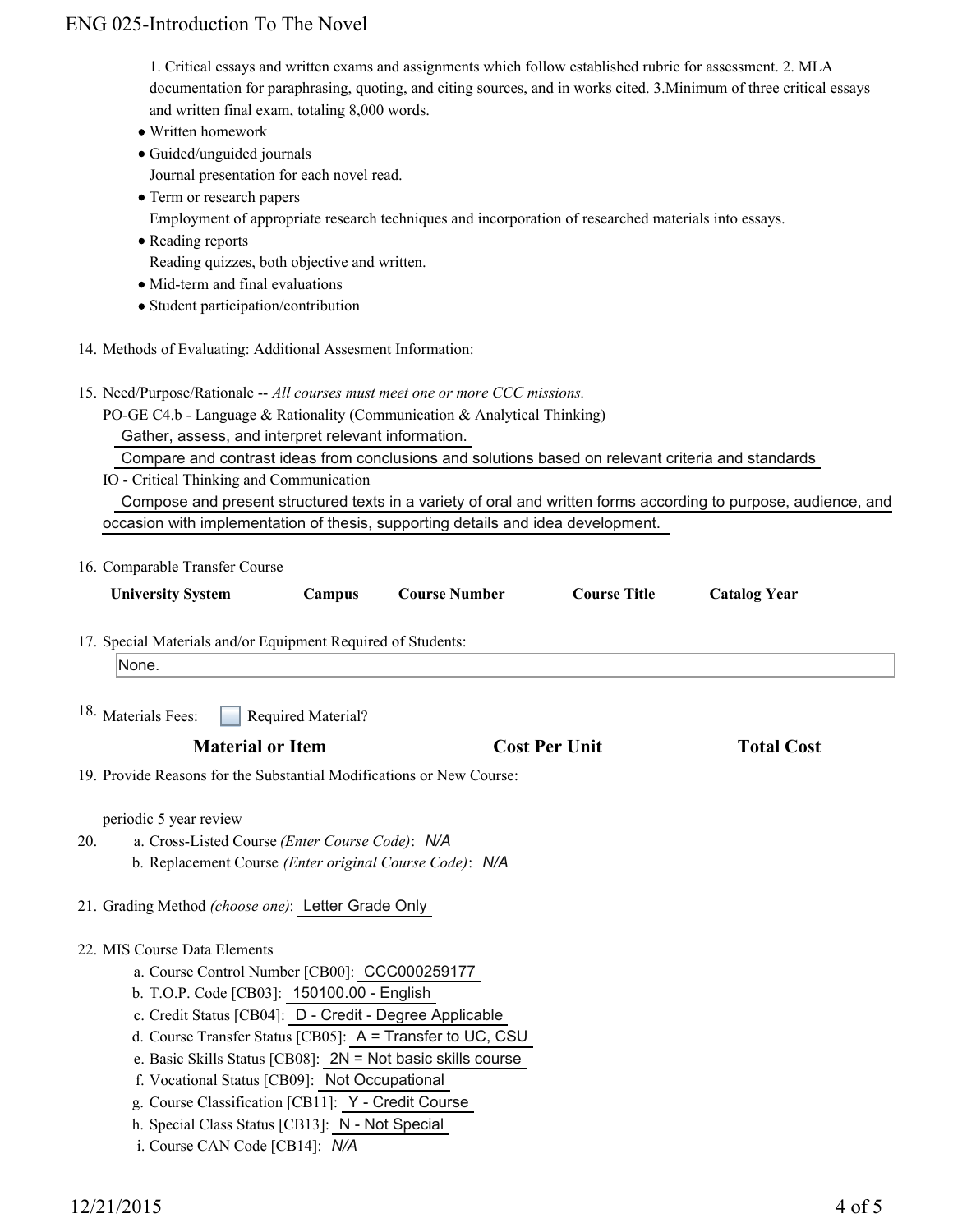1. Critical essays and written exams and assignments which follow established rubric for assessment. 2. MLA documentation for paraphrasing, quoting, and citing sources, and in works cited. 3.Minimum of three critical essays and written final exam, totaling 8,000 words.

- Written homework
- Guided/unguided journals
  Journal presentation for each novel read.
- Term or research papers
  Employment of appropriate research techniques and incorporation of researched materials into essays.
- Reading reports
  Reading quizzes, both objective and written.
- Mid-term and final evaluations
- Student participation/contribution

14. Methods of Evaluating: Additional Assesment Information:

15. Need/Purpose/Rationale -- *All courses must meet one or more CCC missions.*
    PO-GE C4.b - Language & Rationality (Communication & Analytical Thinking)
    Gather, assess, and interpret relevant information.
    Compare and contrast ideas from conclusions and solutions based on relevant criteria and standards
    IO - Critical Thinking and Communication
    Compose and present structured texts in a variety of oral and written forms according to purpose, audience, and occasion with implementation of thesis, supporting details and idea development.

16. Comparable Transfer Course

| University System | Campus | Course Number | Course Title | Catalog Year |
| --- | --- | --- | --- | --- |

17. Special Materials and/or Equipment Required of Students:
    None.

18. Materials Fees: ☐ Required Material?

| Material or Item | Cost Per Unit | Total Cost |
| --- | --- | --- |

19. Provide Reasons for the Substantial Modifications or New Course:

    periodic 5 year review

20. a. Cross-Listed Course *(Enter Course Code)*: *N/A*
    b. Replacement Course *(Enter original Course Code)*: *N/A*

21. Grading Method *(choose one)*: Letter Grade Only

22. MIS Course Data Elements
    a. Course Control Number [CB00]: CCC000259177
    b. T.O.P. Code [CB03]: 150100.00 - English
    c. Credit Status [CB04]: D - Credit - Degree Applicable
    d. Course Transfer Status [CB05]: A = Transfer to UC, CSU
    e. Basic Skills Status [CB08]: 2N = Not basic skills course
    f. Vocational Status [CB09]: Not Occupational
    g. Course Classification [CB11]: Y - Credit Course
    h. Special Class Status [CB13]: N - Not Special
    i. Course CAN Code [CB14]: *N/A*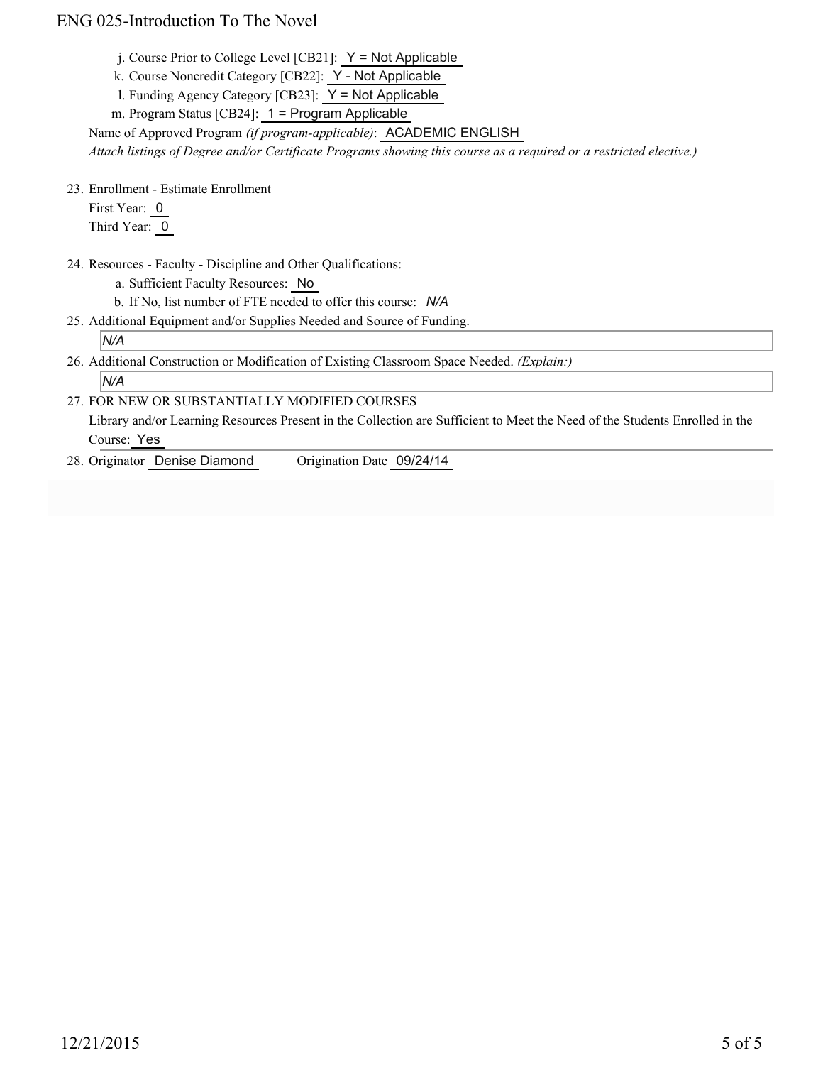j. Course Prior to College Level [CB21]: Y = Not Applicable
k. Course Noncredit Category [CB22]: Y - Not Applicable
l. Funding Agency Category [CB23]: Y = Not Applicable
m. Program Status [CB24]: 1 = Program Applicable

Name of Approved Program *(if program-applicable)*: ACADEMIC ENGLISH

*Attach listings of Degree and/or Certificate Programs showing this course as a required or a restricted elective.)*

23. Enrollment - Estimate Enrollment
    First Year: 0
    Third Year: 0

24. Resources - Faculty - Discipline and Other Qualifications:
    a. Sufficient Faculty Resources: No
    b. If No, list number of FTE needed to offer this course: *N/A*

25. Additional Equipment and/or Supplies Needed and Source of Funding.
    *N/A*

26. Additional Construction or Modification of Existing Classroom Space Needed. *(Explain:)*
    *N/A*

27. FOR NEW OR SUBSTANTIALLY MODIFIED COURSES
    Library and/or Learning Resources Present in the Collection are Sufficient to Meet the Need of the Students Enrolled in the Course: Yes

28. Originator Denise Diamond Origination Date 09/24/14